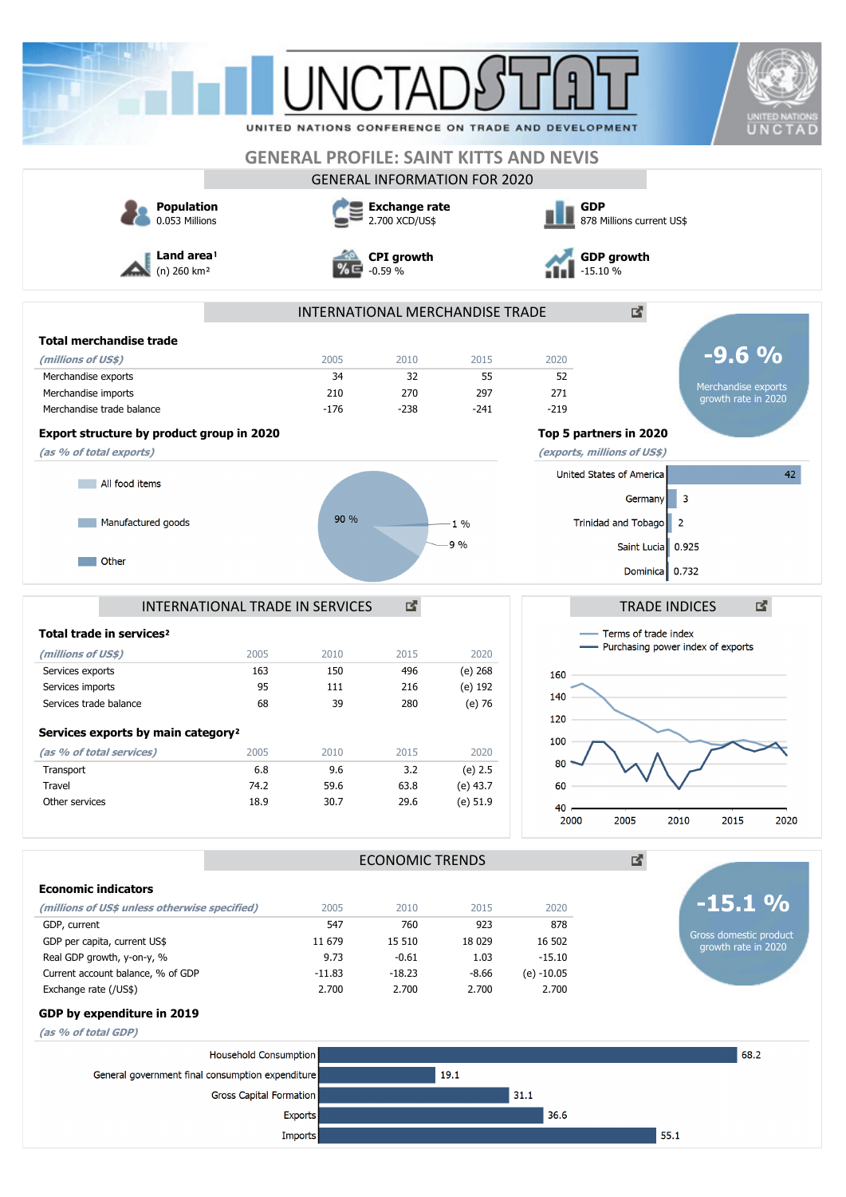# GENERAL PROFILE: SAINT KITTS AND NEVIS

## GENERAL INFORMATION FOR 2020

**Population**
0.053 Millions

**Exchange rate**
2.700 XCD/US$

**GDP**
878 Millions current US$

**Land area**[1]
(n) 260 km²

**CPI growth**
-0.59 %

**GDP growth**
-15.10 %

## INTERNATIONAL MERCHANDISE TRADE

### Total merchandise trade

| *(millions of US$)* | 2005 | 2010 | 2015 | 2020 |
|---|---|---|---|---|
| Merchandise exports | 34 | 32 | 55 | 52 |
| Merchandise imports | 210 | 270 | 297 | 271 |
| Merchandise trade balance | -176 | -238 | -241 | -219 |

**-9.6 %**
Merchandise exports growth rate in 2020

### Export structure by product group in 2020

*(as % of total exports)*

| Product group | % |
|---|---|
| All food items | 9 % |
| Manufactured goods | 90 % |
| Other | 1 % |

### Top 5 partners in 2020

*(exports, millions of US$)*

| Partner | Exports |
|---|---|
| United States of America | 42 |
| Germany | 3 |
| Trinidad and Tobago | 2 |
| Saint Lucia | 0.925 |
| Dominica | 0.732 |

## INTERNATIONAL TRADE IN SERVICES

### Total trade in services[2]

| *(millions of US$)* | 2005 | 2010 | 2015 | 2020 |
|---|---|---|---|---|
| Services exports | 163 | 150 | 496 | (e) 268 |
| Services imports | 95 | 111 | 216 | (e) 192 |
| Services trade balance | 68 | 39 | 280 | (e) 76 |

### Services exports by main category[2]

| *(as % of total services)* | 2005 | 2010 | 2015 | 2020 |
|---|---|---|---|---|
| Transport | 6.8 | 9.6 | 3.2 | (e) 2.5 |
| Travel | 74.2 | 59.6 | 63.8 | (e) 43.7 |
| Other services | 18.9 | 30.7 | 29.6 | (e) 51.9 |

## TRADE INDICES

Terms of trade index
Purchasing power index of exports

## ECONOMIC TRENDS

### Economic indicators

| *(millions of US$ unless otherwise specified)* | 2005 | 2010 | 2015 | 2020 |
|---|---|---|---|---|
| GDP, current | 547 | 760 | 923 | 878 |
| GDP per capita, current US$ | 11 679 | 15 510 | 18 029 | 16 502 |
| Real GDP growth, y-on-y, % | 9.73 | -0.61 | 1.03 | -15.10 |
| Current account balance, % of GDP | -11.83 | -18.23 | -8.66 | (e) -10.05 |
| Exchange rate (/US$) | 2.700 | 2.700 | 2.700 | 2.700 |

**-15.1 %**
Gross domestic product growth rate in 2020

### GDP by expenditure in 2019

*(as % of total GDP)*

| Component | % |
|---|---|
| Household Consumption | 68.2 |
| General government final consumption expenditure | 19.1 |
| Gross Capital Formation | 31.1 |
| Exports | 36.6 |
| Imports | 55.1 |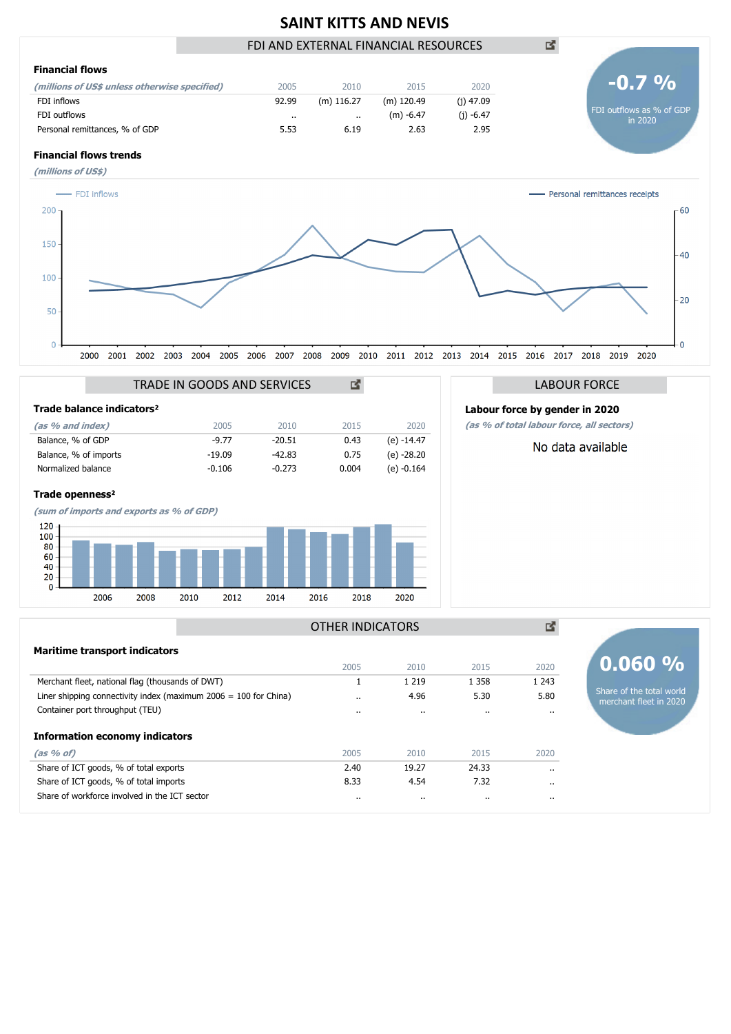# SAINT KITTS AND NEVIS

## FDI AND EXTERNAL FINANCIAL RESOURCES

### Financial flows

| *(millions of US$ unless otherwise specified)* | 2005 | 2010 | 2015 | 2020 |
|---|---|---|---|---|
| FDI inflows | 92.99 | (m) 116.27 | (m) 120.49 | (j) 47.09 |
| FDI outflows | .. | .. | (m) -6.47 | (j) -6.47 |
| Personal remittances, % of GDP | 5.53 | 6.19 | 2.63 | 2.95 |

**-0.7 %**
FDI outflows as % of GDP in 2020

### Financial flows trends

*(millions of US$)*

FDI inflows — Personal remittances receipts

## TRADE IN GOODS AND SERVICES

### Trade balance indicators²

| *(as % and index)* | 2005 | 2010 | 2015 | 2020 |
|---|---|---|---|---|
| Balance, % of GDP | -9.77 | -20.51 | 0.43 | (e) -14.47 |
| Balance, % of imports | -19.09 | -42.83 | 0.75 | (e) -28.20 |
| Normalized balance | -0.106 | -0.273 | 0.004 | (e) -0.164 |

### Trade openness²

*(sum of imports and exports as % of GDP)*

## LABOUR FORCE

### Labour force by gender in 2020

*(as % of total labour force, all sectors)*

No data available

## OTHER INDICATORS

### Maritime transport indicators

| | 2005 | 2010 | 2015 | 2020 |
|---|---|---|---|---|
| Merchant fleet, national flag (thousands of DWT) | 1 | 1 219 | 1 358 | 1 243 |
| Liner shipping connectivity index (maximum 2006 = 100 for China) | .. | 4.96 | 5.30 | 5.80 |
| Container port throughput (TEU) | .. | .. | .. | .. |

**0.060 %**
Share of the total world merchant fleet in 2020

### Information economy indicators

| *(as % of)* | 2005 | 2010 | 2015 | 2020 |
|---|---|---|---|---|
| Share of ICT goods, % of total exports | 2.40 | 19.27 | 24.33 | .. |
| Share of ICT goods, % of total imports | 8.33 | 4.54 | 7.32 | .. |
| Share of workforce involved in the ICT sector | .. | .. | .. | .. |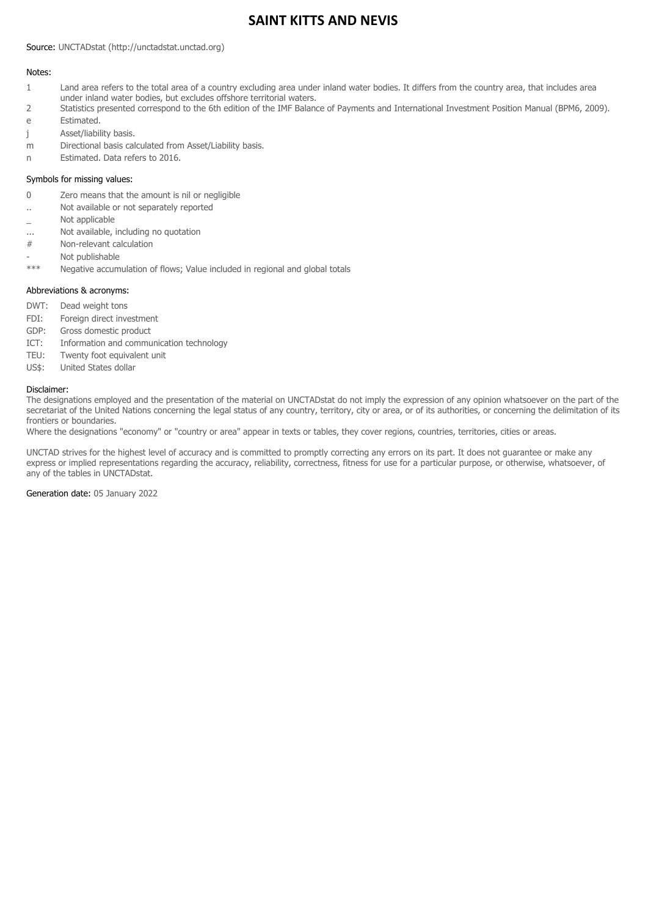# SAINT KITTS AND NEVIS

**Source:** UNCTADstat (http://unctadstat.unctad.org)

**Notes:**

| | |
|---|---|
| 1 | Land area refers to the total area of a country excluding area under inland water bodies. It differs from the country area, that includes area under inland water bodies, but excludes offshore territorial waters. |
| 2 | Statistics presented correspond to the 6th edition of the IMF Balance of Payments and International Investment Position Manual (BPM6, 2009). |
| e | Estimated. |
| j | Asset/liability basis. |
| m | Directional basis calculated from Asset/Liability basis. |
| n | Estimated. Data refers to 2016. |

**Symbols for missing values:**

| | |
|---|---|
| 0 | Zero means that the amount is nil or negligible |
| .. | Not available or not separately reported |
| _ | Not applicable |
| ... | Not available, including no quotation |
| # | Non-relevant calculation |
| - | Not publishable |
| *** | Negative accumulation of flows; Value included in regional and global totals |

**Abbreviations & acronyms:**

| | |
|---|---|
| DWT: | Dead weight tons |
| FDI: | Foreign direct investment |
| GDP: | Gross domestic product |
| ICT: | Information and communication technology |
| TEU: | Twenty foot equivalent unit |
| US$: | United States dollar |

**Disclaimer:**

The designations employed and the presentation of the material on UNCTADstat do not imply the expression of any opinion whatsoever on the part of the secretariat of the United Nations concerning the legal status of any country, territory, city or area, or of its authorities, or concerning the delimitation of its frontiers or boundaries.

Where the designations "economy" or "country or area" appear in texts or tables, they cover regions, countries, territories, cities or areas.

UNCTAD strives for the highest level of accuracy and is committed to promptly correcting any errors on its part. It does not guarantee or make any express or implied representations regarding the accuracy, reliability, correctness, fitness for use for a particular purpose, or otherwise, whatsoever, of any of the tables in UNCTADstat.

**Generation date:** 05 January 2022